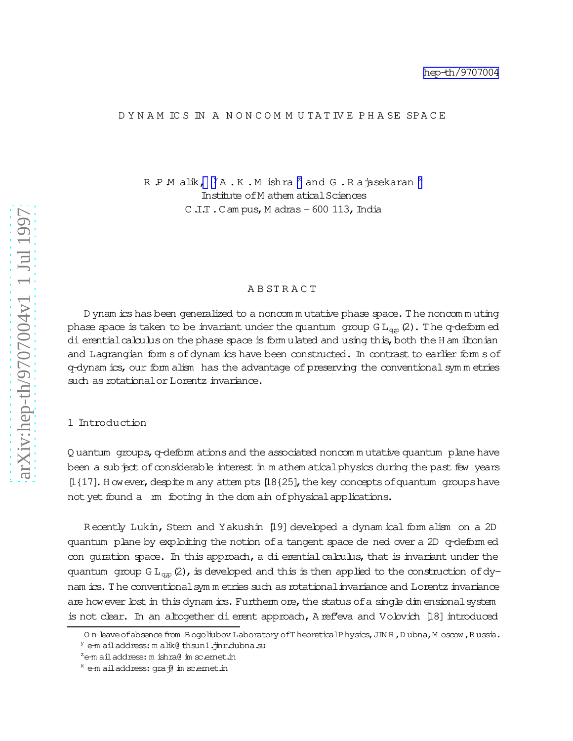hep-th/9707004

# DYNAMICS IN A NONCOMMUTATIVE PHASE SPACE

R.P. Malik, [*] [†] A.K. Mishra [‡] and G. Rajasekaran [§]
Institute of Mathematical Sciences
C.I.T. Campus, Madras - 600 113, India

## ABSTRACT

Dynamics has been generalized to a noncommutative phase space. The noncommuting phase space is taken to be invariant under the quantum group $GL_{q,p}(2)$. The q-deformed differential calculus on the phase space is formulated and using this, both the Hamiltonian and Lagrangian forms of dynamics have been constructed. In contrast to earlier forms of q-dynamics, our formalism has the advantage of preserving the conventional symmetries such as rotational or Lorentz invariance.

## 1 Introduction

Quantum groups, q-deformations and the associated noncommutative quantum plane have been a subject of considerable interest in mathematical physics during the past few years [1–17]. However, despite many attempts [18–25], the key concepts of quantum groups have not yet found a firm footing in the domain of physical applications.

Recently Lukin, Stern and Yakushin [19] developed a dynamical formalism on a 2D quantum plane by exploiting the notion of a tangent space defined over a 2D q-deformed configuration space. In this approach, a differential calculus, that is invariant under the quantum group $GL_{q,p}(2)$, is developed and this is then applied to the construction of dynamics. The conventional symmetries such as rotational invariance and Lorentz invariance are however lost in this dynamics. Furthermore, the status of a single dimensional system is not clear. In an altogether different approach, Aref'eva and Volovich [18] introduced

---

[*] On leave of absence from Bogoliubov Laboratory of Theoretical Physics, JINR, Dubna, Moscow, Russia.

[†] e-mail address: malik@thsun1.jinr.dubna.su

[‡] e-mail address: mishra@imsc.ernet.in

[§] e-mail address: graj@imsc.ernet.in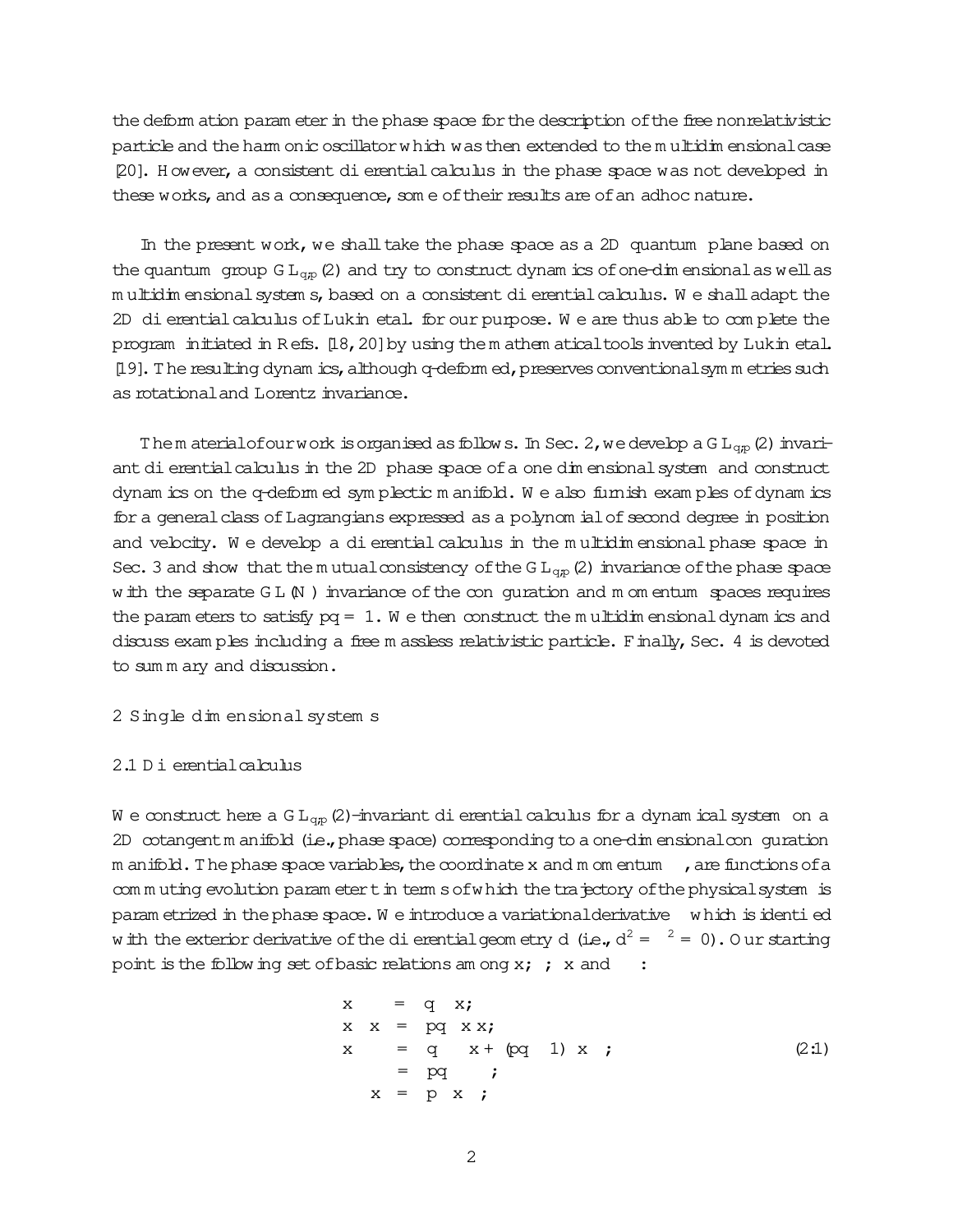the deformation parameter in the phase space for the description of the free nonrelativistic particle and the harmonic oscillator which was then extended to the multidimensional case [20]. However, a consistent differential calculus in the phase space was not developed in these works, and as a consequence, some of their results are of an adhoc nature.

In the present work, we shall take the phase space as a 2D quantum plane based on the quantum group $GL_{q,p}(2)$ and try to construct dynamics of one-dimensional as well as multidimensional systems, based on a consistent differential calculus. We shall adapt the 2D differential calculus of Lukin et al. for our purpose. We are thus able to complete the program initiated in Refs. [18, 20] by using the mathematical tools invented by Lukin et al. [19]. The resulting dynamics, although q-deformed, preserves conventional symmetries such as rotational and Lorentz invariance.

The material of our work is organised as follows. In Sec. 2, we develop a $GL_{q,p}(2)$ invariant differential calculus in the 2D phase space of a one dimensional system and construct dynamics on the q-deformed symplectic manifold. We also furnish examples of dynamics for a general class of Lagrangians expressed as a polynomial of second degree in position and velocity. We develop a differential calculus in the multidimensional phase space in Sec. 3 and show that the mutual consistency of the $GL_{q,p}(2)$ invariance of the phase space with the separate $GL(N)$ invariance of the configuration and momentum spaces requires the parameters to satisfy $pq = 1$. We then construct the multidimensional dynamics and discuss examples including a free massless relativistic particle. Finally, Sec. 4 is devoted to summary and discussion.

## 2 Single dimensional systems

### 2.1 Differential calculus

We construct here a $GL_{q,p}(2)$-invariant differential calculus for a dynamical system on a 2D cotangent manifold (i.e., phase space) corresponding to a one-dimensional configuration manifold. The phase space variables, the coordinate $x$ and momentum $\pi$, are functions of a commuting evolution parameter $t$ in terms of which the trajectory of the physical system is parametrized in the phase space. We introduce a variational derivative $\delta$ which is identified with the exterior derivative of the differential geometry $d$ (i.e., $d^2 = \delta^2 = 0$). Our starting point is the following set of basic relations among $x, \pi, \delta x$ and $\delta\pi$:

$$
\begin{aligned}
x\,\pi &= q\,\pi\,x; \\
x\,\delta x &= pq\,\delta x\,x; \\
x\,\delta\pi &= q\,\delta\pi\,x + (pq-1)\,\delta x\,\pi; \qquad (2.1)\\
\pi\,\delta\pi &= pq\,\delta\pi\,\pi; \\
\pi\,\delta x &= p\,\delta x\,\pi;
\end{aligned}
$$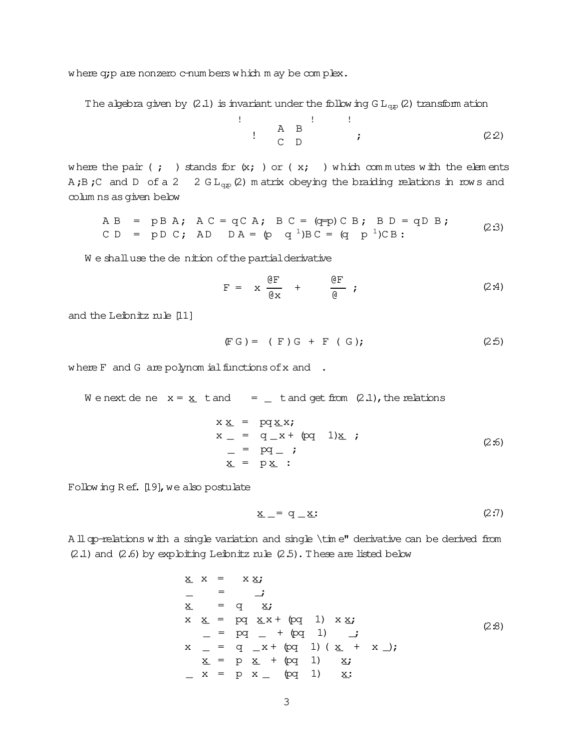where $q, p$ are nonzero c-numbers which may be complex.

The algebra given by (2.1) is invariant under the following $GL_{q,p}(2)$ transformation

$$
\begin{pmatrix} x & \theta \end{pmatrix} \to \begin{pmatrix} x & \theta \end{pmatrix} \begin{pmatrix} A & B \\ C & D \end{pmatrix} ; \tag{2.2}
$$

where the pair $(x; \theta)$ stands for $(x; \theta)$ or $(\delta x; \delta\theta)$ which commutes with the elements $A, B, C$ and $D$ of a $2 \times 2$ $GL_{q,p}(2)$ matrix obeying the braiding relations in rows and columns as given below

$$
\begin{aligned}
AB &= pBA; \;\; AC = qCA; \;\; BC = (q/p)CB; \;\; BD = qDB; \\
CD &= pDC; \;\; AD - DA = (p - q^{-1})BC = (q - p^{-1})CB :
\end{aligned} \tag{2.3}
$$

We shall use the definition of the partial derivative

$$
\delta F = \delta x \frac{\partial F}{\partial x} + \delta\theta \frac{\partial F}{\partial \theta} ; \tag{2.4}
$$

and the Leibnitz rule [11]

$$
\delta(FG) = (\delta F)G + F(\delta G); \tag{2.5}
$$

where $F$ and $G$ are polynomial functions of $x$ and $\theta$.

We next define $\delta x = \dot{x}\,\delta t$ and $\delta\theta = \dot{\theta}\,\delta t$ and get from (2.1), the relations

$$
\begin{aligned}
x\dot{x} &= pq\,\dot{x}x; \\
x\dot{\theta} &= q\,\dot{\theta}x + (pq - 1)\dot{x}\theta; \\
\theta\dot{\theta} &= pq\,\dot{\theta}\theta; \\
\theta\dot{x} &= p\,\dot{x}\theta :
\end{aligned} \tag{2.6}
$$

Following Ref. [19], we also postulate

$$
\dot{x}\dot{\theta} = q\,\dot{\theta}\dot{x}: \tag{2.7}
$$

All qp-relations with a single variation and single "time" derivative can be derived from (2.1) and (2.6) by exploiting Leibnitz rule (2.5). These are listed below

$$
\begin{aligned}
\dot{x}\,\delta x &= \delta x\,\dot{x}; \\
\dot{\theta}\,\delta\theta &= -\delta\theta\,\dot{\theta}; \\
\dot{x}\,\delta\theta &= q\,\delta\theta\,\dot{x}; \\
x\,\delta\dot{x} &= pq\,\delta\dot{x}\,x + (pq - 1)\,\delta x\,\dot{x}; \\
\theta\,\delta\dot{\theta} &= pq\,\delta\dot{\theta}\,\theta + (pq - 1)\,\delta\theta\,\dot{\theta}; \\
x\,\delta\dot{\theta} &= q\,\delta\dot{\theta}\,x + (pq - 1)(\delta\dot{x}\,\theta + \delta x\,\dot{\theta}); \\
\theta\,\delta\dot{x} &= p\,\delta\dot{x}\,\theta + (pq - 1)\,\delta\theta\,\dot{x}; \\
\dot{\theta}\,\delta x &= p\,\delta x\,\dot{\theta} - (pq - 1)\,\delta\theta\,\dot{x}:
\end{aligned} \tag{2.8}
$$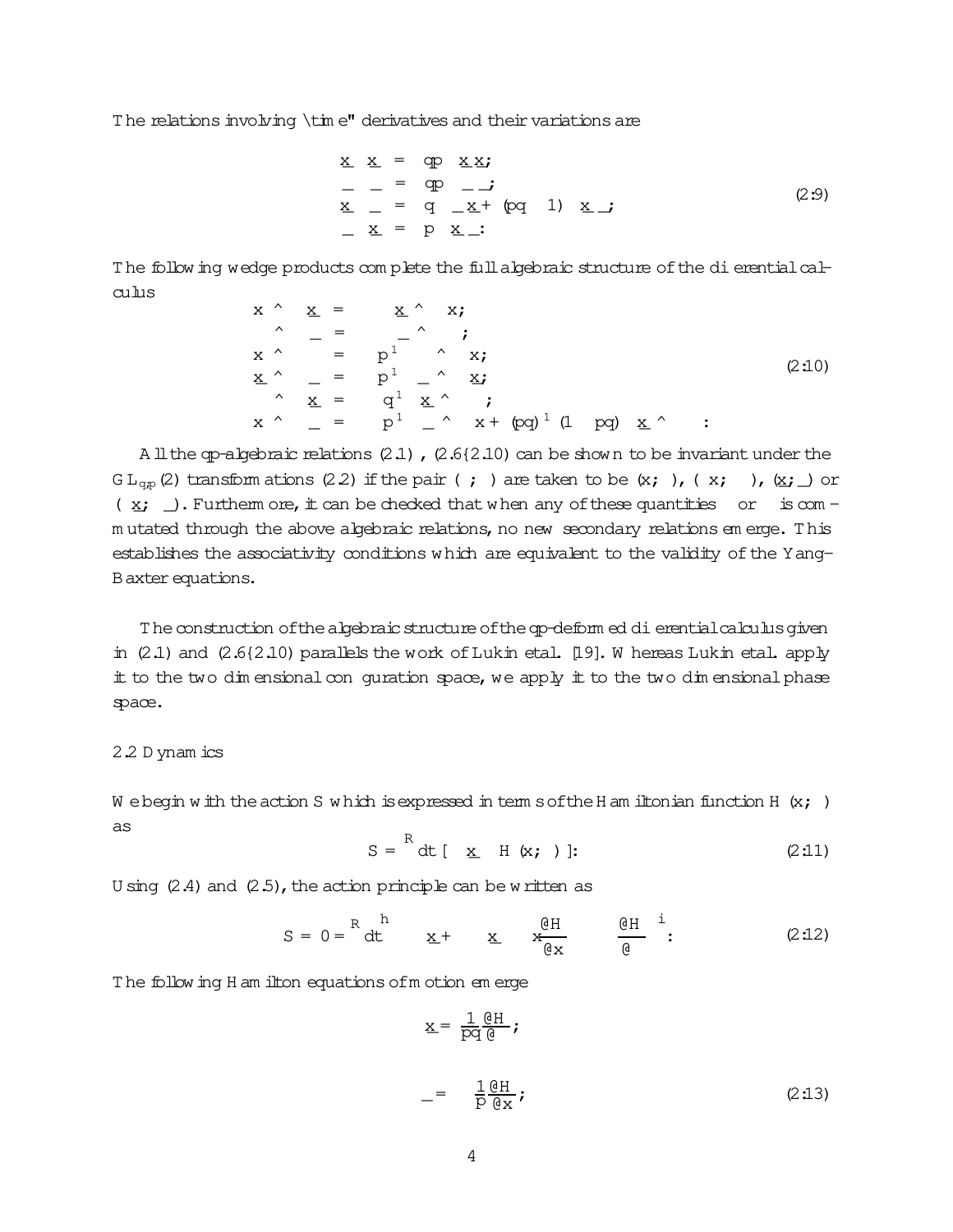The relations involving "time" derivatives and their variations are

$$
\begin{aligned}
\dot{x}\,\delta\dot{x} &= qp\,\delta\dot{x}\,\dot{x};\\
\dot{\xi}\,\delta\dot{\xi} &= qp\,\delta\dot{\xi}\,\dot{\xi};\\
\dot{x}\,\delta\dot{\xi} &= q\,\delta\dot{\xi}\,\dot{x} + (pq-1)\,\delta\dot{x}\,\dot{\xi};\\
\dot{\xi}\,\delta\dot{x} &= p\,\delta\dot{x}\,\dot{\xi}:
\end{aligned}
\tag{2.9}
$$

The following wedge products complete the full algebraic structure of the differential calculus

$$
\begin{aligned}
\delta x\wedge\delta\dot{x} &= -\delta\dot{x}\wedge\delta x;\\
\delta\xi\wedge\delta\dot{\xi} &= -\delta\dot{\xi}\wedge\delta\xi;\\
\delta x\wedge\delta\xi &= -p^{-1}\,\delta\xi\wedge\delta x;\\
\delta\dot{x}\wedge\delta\dot{\xi} &= -p^{-1}\,\delta\dot{\xi}\wedge\delta\dot{x};\\
\delta\xi\wedge\delta\dot{x} &= -q^{-1}\,\delta\dot{x}\wedge\delta\xi;\\
\delta x\wedge\delta\dot{\xi} &= -p^{-1}\,\delta\dot{\xi}\wedge\delta x + (pq)^{-1}(1-pq)\,\delta\dot{x}\wedge\delta\xi:
\end{aligned}
\tag{2.10}
$$

All the qp-algebraic relations (2.1), (2.6–2.10) can be shown to be invariant under the $GL_{q,p}(2)$ transformations (2.2) if the pair $(\ ;\ )$ are taken to be $(x;\xi)$, $(\delta x;\delta\xi)$, $(\dot{x};\dot{\xi})$ or $(\delta\dot{x};\delta\dot{\xi})$. Furthermore, it can be checked that when any of these quantities or is commutated through the above algebraic relations, no new secondary relations emerge. This establishes the associativity conditions which are equivalent to the validity of the Yang-Baxter equations.

The construction of the algebraic structure of the qp-deformed differential calculus given in (2.1) and (2.6–2.10) parallels the work of Lukin et al. [19]. Whereas Lukin et al. apply it to the two dimensional configuration space, we apply it to the two dimensional phase space.

### 2.2 Dynamics

We begin with the action $S$ which is expressed in terms of the Hamiltonian function $H(x;\xi)$ as

$$
S = \int dt\,[\,\xi\,\dot{x} - H(x;\xi)\,]: \tag{2.11}
$$

Using (2.4) and (2.5), the action principle can be written as

$$
\delta S = 0 = \int dt\left[\delta\xi\,\dot{x} + \xi\,\delta\dot{x} - \delta x\frac{\partial H}{\partial x} - \delta\xi\frac{\partial H}{\partial \xi}\right]: \tag{2.12}
$$

The following Hamilton equations of motion emerge

$$
\dot{x} = \frac{1}{pq}\frac{\partial H}{\partial \xi};
$$

$$
\dot{\xi} = -\frac{1}{p}\frac{\partial H}{\partial x}; \tag{2.13}
$$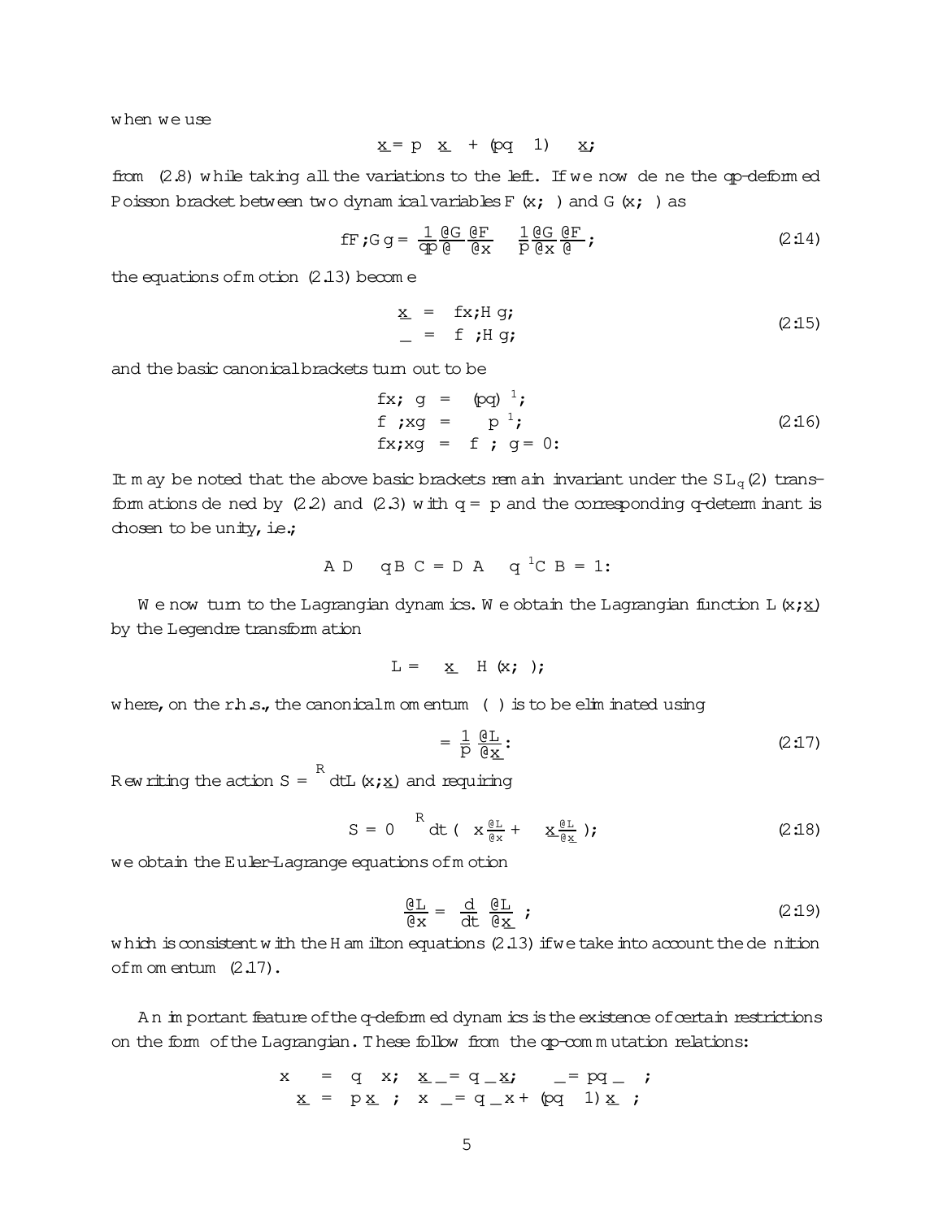when we use

$$\dot{x}\,\delta\pi = p\,\delta\pi\,\dot{x} + (pq-1)\,\delta\dot{x}\,\pi;$$

from (2.8) while taking all the variations to the left. If we now define the qp-deformed Poisson bracket between two dynamical variables $F(x;\pi)$ and $G(x;\pi)$ as

$$\{F;G\} = \frac{1}{qp}\frac{\partial G}{\partial \pi}\frac{\partial F}{\partial x} - \frac{1}{p}\frac{\partial G}{\partial x}\frac{\partial F}{\partial \pi}; \tag{2.14}$$

the equations of motion (2.13) become

$$\begin{aligned} \dot{x} &= \{x;H\}; \\ \dot{\pi} &= \{\pi;H\}; \end{aligned} \tag{2.15}$$

and the basic canonical brackets turn out to be

$$\begin{aligned} \{x;\pi\} &= (pq)^{-1}; \\ \{\pi;x\} &= -p^{-1}; \\ \{x;x\} &= \{\pi;\pi\} = 0: \end{aligned} \tag{2.16}$$

It may be noted that the above basic brackets remain invariant under the $SL_q(2)$ transformations defined by (2.2) and (2.3) with $q = p$ and the corresponding q-determinant is chosen to be unity, i.e.;

$$AD - qBC = DA - q^{-1}CB = 1:$$

We now turn to the Lagrangian dynamics. We obtain the Lagrangian function $L(x;\dot{x})$ by the Legendre transformation

$$L = \pi\dot{x} - H(x;\pi);$$

where, on the r.h.s., the canonical momentum ($\pi$) is to be eliminated using

$$\pi = \frac{1}{p}\frac{\partial L}{\partial \dot{x}}: \tag{2.17}$$

Rewriting the action $S = \int dt L(x;\dot{x})$ and requiring

$$\delta S = 0 \quad \int dt\left(\delta x\frac{\partial L}{\partial x} + \delta\dot{x}\frac{\partial L}{\partial \dot{x}}\right); \tag{2.18}$$

we obtain the Euler-Lagrange equations of motion

$$\frac{\partial L}{\partial x} = \frac{d}{dt}\left(\frac{\partial L}{\partial \dot{x}}\right); \tag{2.19}$$

which is consistent with the Hamilton equations (2.13) if we take into account the definition of momentum (2.17).

An important feature of the q-deformed dynamics is the existence of certain restrictions on the form of the Lagrangian. These follow from the qp-commutation relations:

$$\begin{aligned} x\pi &= q\pi x; \quad \dot{x}\dot{\pi} = q\dot{\pi}\dot{x}; \quad \pi\dot{\pi} = pq\dot{\pi}\pi; \\ \dot{x}\pi &= p\pi\dot{x}; \quad x\dot{\pi} = q\dot{\pi}x + (pq-1)\dot{x}\pi; \end{aligned}$$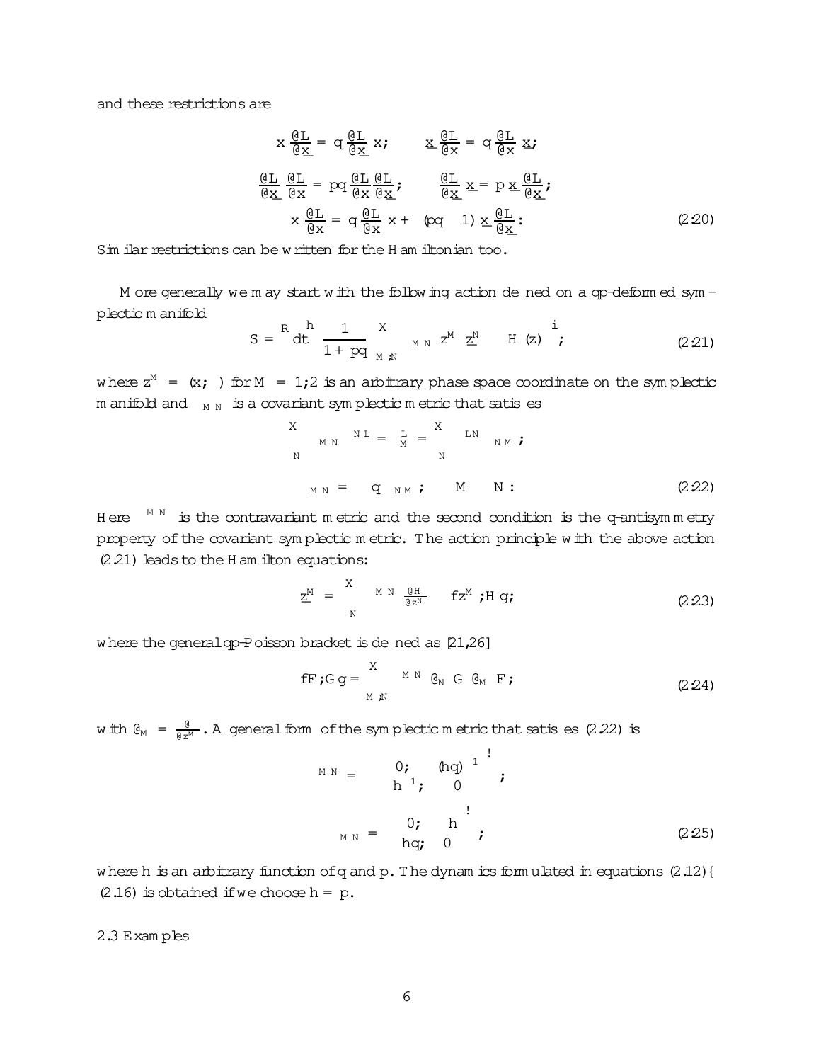and these restrictions are

$$
\begin{aligned}
x\,\frac{\partial L}{\partial \dot{x}} &= q\,\frac{\partial L}{\partial \dot{x}}\,x; \qquad \dot{x}\,\frac{\partial L}{\partial x} = q\,\frac{\partial L}{\partial x}\,\dot{x}; \\
\frac{\partial L}{\partial \dot{x}}\,\frac{\partial L}{\partial x} &= pq\,\frac{\partial L}{\partial x}\,\frac{\partial L}{\partial \dot{x}}; \qquad \frac{\partial L}{\partial \dot{x}}\,\dot{x} = p\,\dot{x}\,\frac{\partial L}{\partial \dot{x}}; \\
x\,\frac{\partial L}{\partial x} &= q\,\frac{\partial L}{\partial x}\,x + (pq - 1)\,\dot{x}\,\frac{\partial L}{\partial \dot{x}}.
\end{aligned}
\tag{2.20}
$$

Similar restrictions can be written for the Hamiltonian too.

More generally we may start with the following action defined on a qp-deformed symplectic manifold

$$
S = \int dt \left[ \frac{1}{1+pq} \sum_{M,N} \omega_{MN}\, z^M \dot{z}^N - H(z) \right];
\tag{2.21}
$$

where $z^M = (x, \pi)$ for $M = 1, 2$ is an arbitrary phase space coordinate on the symplectic manifold and $\omega_{MN}$ is a covariant symplectic metric that satisfies

$$
\sum_N \omega_{MN}\,\omega^{NL} = \delta_M^L = \sum_N \omega^{LN}\,\omega_{NM};
$$

$$
\omega_{MN} = -q\,\omega_{NM}; \qquad M \neq N.
\tag{2.22}
$$

Here $\omega^{MN}$ is the contravariant metric and the second condition is the q-antisymmetry property of the covariant symplectic metric. The action principle with the above action (2.21) leads to the Hamilton equations:

$$
\dot{z}^M = \sum_N \omega^{MN} \frac{\partial H}{\partial z^N} \equiv \{z^M, H\},
\tag{2.23}
$$

where the general qp-Poisson bracket is defined as [21,26]

$$
\{F, G\} = \sum_{M,N} \omega^{MN}\, \partial_N G\, \partial_M F,
\tag{2.24}
$$

with $\partial_M = \frac{\partial}{\partial z^M}$. A general form of the symplectic metric that satisfies (2.22) is

$$
\omega^{MN} = \begin{pmatrix} 0, & -(hq)^{-1} \\ h^{-1}, & 0 \end{pmatrix},
$$

$$
\omega_{MN} = \begin{pmatrix} 0, & h \\ -hq, & 0 \end{pmatrix},
\tag{2.25}
$$

where $h$ is an arbitrary function of $q$ and $p$. The dynamics formulated in equations (2.12)–(2.16) is obtained if we choose $h = p$.

### 2.3 Examples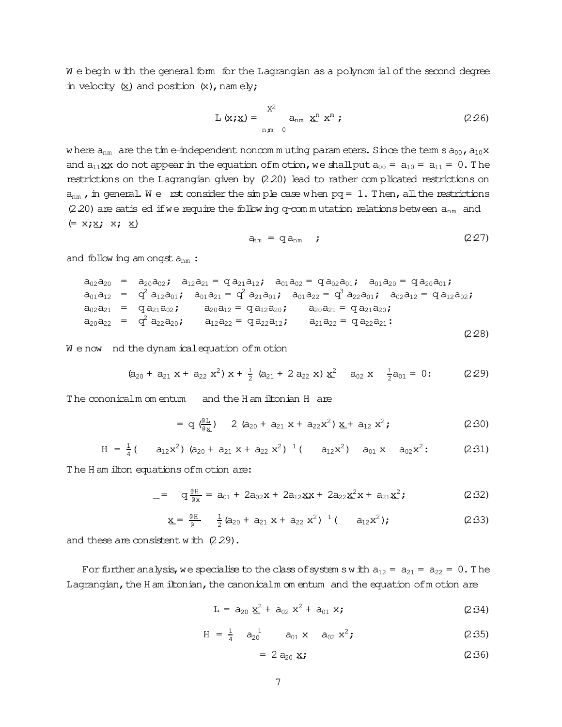We begin with the general form for the Lagrangian as a polynomial of the second degree in velocity ($\dot{x}$) and position ($x$), namely;

$$L(x;\dot{x}) = \sum_{n,m \geq 0}^{2} a_{nm}\, \dot{x}^n\, x^m\,; \tag{2.26}$$

where $a_{nm}$ are the time-independent noncommuting parameters. Since the terms $a_{00}$, $a_{10}\dot{x}$ and $a_{11}\dot{x}x$ do not appear in the equation of motion, we shall put $a_{00} = a_{10} = a_{11} = 0$. The restrictions on the Lagrangian given by (2.20) lead to rather complicated restrictions on $a_{nm}$, in general. We first consider the simple case when $pq = 1$. Then, all the restrictions (2.20) are satisfied if we require the following q-commutation relations between $a_{nm}$ and $\xi\ (= x; \dot{x};\ x;\ \dot{x})$

$$\xi a_{nm} = q\, a_{nm}\, \xi\,; \tag{2.27}$$

and following amongst $a_{nm}$:

$$
\begin{aligned}
a_{02}a_{20} &= a_{20}a_{02}; \quad a_{12}a_{21} = q\, a_{21}a_{12}; \quad a_{01}a_{02} = q\, a_{02}a_{01}; \quad a_{01}a_{20} = q\, a_{20}a_{01};\\
a_{01}a_{12} &= q^2\, a_{12}a_{01}; \quad a_{01}a_{21} = q^2\, a_{21}a_{01}; \quad a_{01}a_{22} = q^3\, a_{22}a_{01}; \quad a_{02}a_{12} = q\, a_{12}a_{02};\\
a_{02}a_{21} &= q\, a_{21}a_{02}; \qquad a_{20}a_{12} = q\, a_{12}a_{20}; \qquad a_{20}a_{21} = q\, a_{21}a_{20};\\
a_{20}a_{22} &= q^2\, a_{22}a_{20}; \qquad a_{12}a_{22} = q\, a_{22}a_{12}; \qquad a_{21}a_{22} = q\, a_{22}a_{21}:
\end{aligned}
\tag{2.28}
$$

We now find the dynamical equation of motion

$$(a_{20} + a_{21}\,x + a_{22}\,x^2)\,\ddot{x} + \tfrac{1}{2}\,(a_{21} + 2\,a_{22}\,x)\,\dot{x}^2 - a_{02}\,x - \tfrac{1}{2}a_{01} = 0: \tag{2.29}$$

The cononical momentum $\pi$ and the Hamiltonian $H$ are

$$\pi = q\,(\tfrac{\partial L}{\partial \dot{x}}) \equiv 2\,(a_{20} + a_{21}\,x + a_{22}x^2)\,\dot{x} + a_{12}\,x^2; \tag{2.30}$$

$$H = \tfrac{1}{4}\,(\pi - a_{12}x^2)\,(a_{20} + a_{21}\,x + a_{22}\,x^2)^{-1}\,(\pi - a_{12}x^2) - a_{01}\,x - a_{02}x^2: \tag{2.31}$$

The Hamilton equations of motion are:

$$\dot{\pi} = -q\,\tfrac{\partial H}{\partial x} = a_{01} + 2a_{02}x + 2a_{12}\dot{x}x + 2a_{22}\dot{x}^2x + a_{21}\dot{x}^2; \tag{2.32}$$

$$\dot{x} = \tfrac{\partial H}{\partial \pi} \equiv \tfrac{1}{2}\,(a_{20} + a_{21}\,x + a_{22}\,x^2)^{-1}\,(\pi - a_{12}x^2); \tag{2.33}$$

and these are consistent with (2.29).

For further analysis, we specialise to the class of systems with $a_{12} = a_{21} = a_{22} = 0$. The Lagrangian, the Hamiltonian, the canonical momentum and the equation of motion are

$$L = a_{20}\,\dot{x}^2 + a_{02}\,x^2 + a_{01}\,x; \tag{2.34}$$

$$H = \tfrac{1}{4}\,\pi\,a_{20}^{-1}\,\pi - a_{01}\,x - a_{02}\,x^2; \tag{2.35}$$

$$\pi = 2\,a_{20}\,\dot{x}; \tag{2.36}$$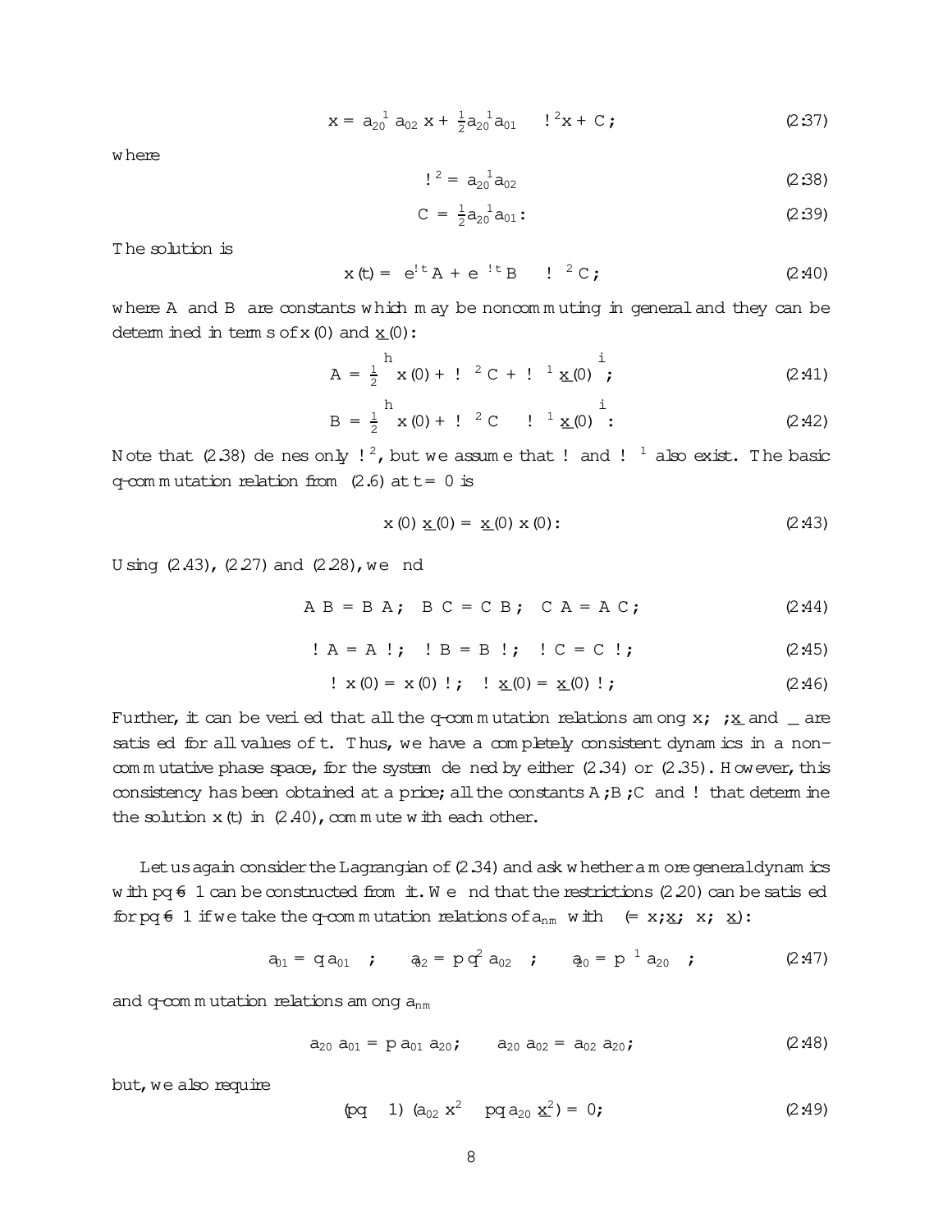$$\ddot{x} = a_{20}^{-1} a_{02}\, x + \tfrac{1}{2}a_{20}^{-1}a_{01} \equiv \omega^2 x + C; \tag{2.37}$$

where

$$\omega^2 = a_{20}^{-1}a_{02} \tag{2.38}$$

$$C = \tfrac{1}{2}a_{20}^{-1}a_{01}. \tag{2.39}$$

The solution is

$$x(t) = e^{\omega t} A + e^{-\omega t} B - \omega^{-2} C; \tag{2.40}$$

where $A$ and $B$ are constants which may be noncommuting in general and they can be determined in terms of $x(0)$ and $\dot{x}(0)$:

$$A = \tfrac{1}{2}\left[x(0) + \omega^{-2} C + \omega^{-1}\dot{x}(0)\right]; \tag{2.41}$$

$$B = \tfrac{1}{2}\left[x(0) + \omega^{-2} C - \omega^{-1}\dot{x}(0)\right]. \tag{2.42}$$

Note that (2.38) defines only $\omega^2$, but we assume that $\omega$ and $\omega^{-1}$ also exist. The basic q-commutation relation from (2.6) at $t = 0$ is

$$x(0)\,\dot{x}(0) = \dot{x}(0)\,x(0). \tag{2.43}$$

Using (2.43), (2.27) and (2.28), we find

$$AB = BA; \quad BC = CB; \quad CA = AC; \tag{2.44}$$

$$\omega A = A\omega; \quad \omega B = B\omega; \quad \omega C = C\omega; \tag{2.45}$$

$$\omega\, x(0) = x(0)\,\omega; \quad \omega\, \dot{x}(0) = \dot{x}(0)\,\omega; \tag{2.46}$$

Further, it can be verified that all the q-commutation relations among $x$, $\dot{x}$ and $\ddot{x}$ are satisfied for all values of $t$. Thus, we have a completely consistent dynamics in a noncommutative phase space, for the system defined by either (2.34) or (2.35). However, this consistency has been obtained at a price; all the constants $A, B, C$ and $\omega$ that determine the solution $x(t)$ in (2.40), commute with each other.

Let us again consider the Lagrangian of (2.34) and ask whether a more general dynamics with $pq \neq 1$ can be constructed from it. We find that the restrictions (2.20) can be satisfied for $pq \neq 1$ if we take the q-commutation relations of $a_{nm}$ with $\alpha$ ($= x, \dot{x}; x, \dot{x}$):

$$a_{01}\alpha = q\,\alpha\, a_{01}; \qquad a_{02}\alpha = p q^2\, \alpha\, a_{02}; \qquad a_{20}\alpha = p^{-1}\alpha\, a_{20}; \tag{2.47}$$

and q-commutation relations among $a_{nm}$

$$a_{20}\,a_{01} = p\, a_{01}\,a_{20}; \qquad a_{20}\,a_{02} = a_{02}\,a_{20}; \tag{2.48}$$

but, we also require

$$(pq - 1)\,(a_{02}\,x^2 - pq\, a_{20}\,\dot{x}^2) = 0; \tag{2.49}$$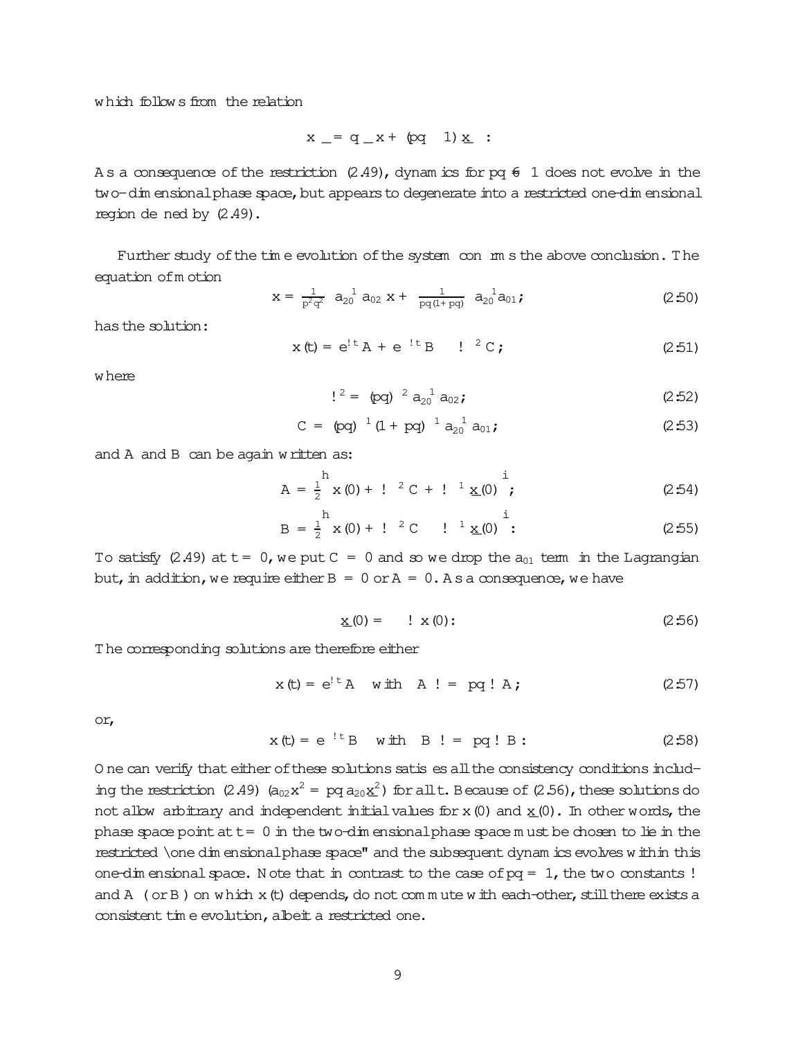which follows from the relation

$$x\,\dot{\underline{x}} = q\,\dot{\underline{x}}\,x + (pq - 1)\,\underline{x}\,\dot{x}\ :$$

As a consequence of the restriction (2.49), dynamics for $pq \neq 1$ does not evolve in the two-dimensional phase space, but appears to degenerate into a restricted one-dimensional region defined by (2.49).

Further study of the time evolution of the system confirms the above conclusion. The equation of motion

$$\ddot{x} = \frac{1}{p^2q^2}\ a_{20}^{-1}\, a_{02}\, x + \frac{1}{pq(1+pq)}\ a_{20}^{-1}a_{01}\,; \tag{2.50}$$

has the solution:

$$x(t) = e^{\omega t}A + e^{-\omega t}B - \omega^{-2}C\,; \tag{2.51}$$

where

$$\omega^2 = (pq)^{-2}\, a_{20}^{-1}\, a_{02}\,; \tag{2.52}$$

$$C = (pq)^{-1}(1+pq)^{-1}\, a_{20}^{-1}\, a_{01}\,; \tag{2.53}$$

and $A$ and $B$ can be again written as:

$$A = \frac{1}{2}\Big[x(0) + \omega^{-2}C + \omega^{-1}\underline{x}(0)\Big]\,; \tag{2.54}$$

$$B = \frac{1}{2}\Big[x(0) + \omega^{-2}C - \omega^{-1}\underline{x}(0)\Big]\,: \tag{2.55}$$

To satisfy (2.49) at $t = 0$, we put $C = 0$ and so we drop the $a_{01}$ term in the Lagrangian but, in addition, we require either $B = 0$ or $A = 0$. As a consequence, we have

$$\underline{x}(0) = \pm\,\omega\, x(0)\,: \tag{2.56}$$

The corresponding solutions are therefore either

$$x(t) = e^{\omega t}A \quad \text{with} \quad A\,\omega = pq\,\omega\, A\,; \tag{2.57}$$

or,

$$x(t) = e^{-\omega t}B \quad \text{with} \quad B\,\omega = pq\,\omega\, B\,: \tag{2.58}$$

One can verify that either of these solutions satisfies all the consistency conditions including the restriction (2.49) ($a_{02}x^2 = pq\, a_{20}\underline{x}^2$) for all $t$. Because of (2.56), these solutions do not allow arbitrary and independent initial values for $x(0)$ and $\underline{x}(0)$. In other words, the phase space point at $t = 0$ in the two-dimensional phase space must be chosen to lie in the restricted "one dimensional phase space" and the subsequent dynamics evolves within this one-dimensional space. Note that in contrast to the case of $pq = 1$, the two constants $\omega$ and $A$ (or $B$) on which $x(t)$ depends, do not commute with each-other, still there exists a consistent time evolution, albeit a restricted one.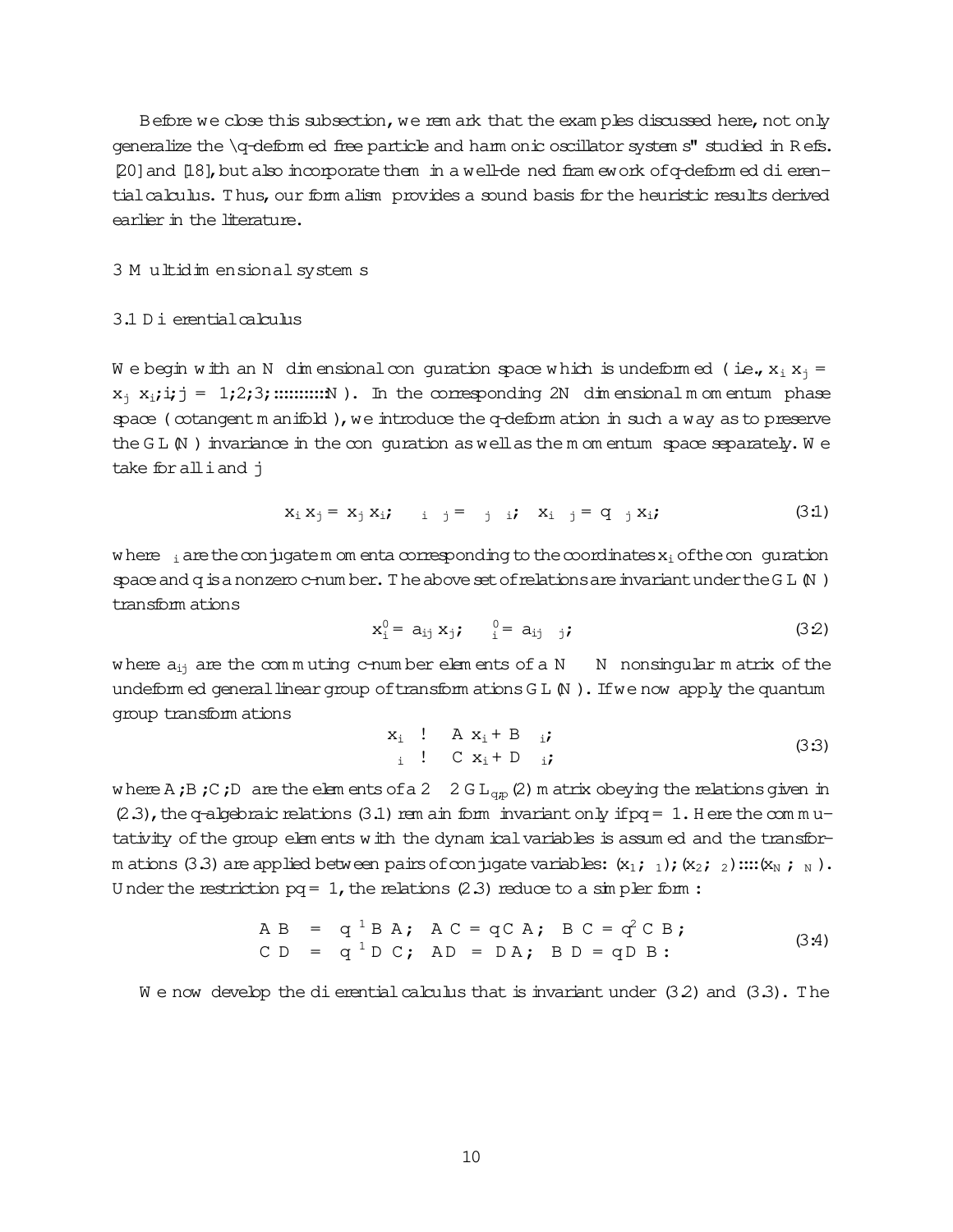Before we close this subsection, we remark that the examples discussed here, not only generalize the "q-deformed free particle and harmonic oscillator systems" studied in Refs. [20] and [18], but also incorporate them in a well-defined framework of q-deformed differential calculus. Thus, our formalism provides a sound basis for the heuristic results derived earlier in the literature.

## 3 Multidimensional systems

### 3.1 Differential calculus

We begin with an $N$ dimensional configuration space which is undeformed ( i.e., $x_i x_j = x_j x_i; i,j = 1,2,3,..........N$ ). In the corresponding $2N$ dimensional momentum phase space ( cotangent manifold ), we introduce the q-deformation in such a way as to preserve the $GL(N)$ invariance in the configuration as well as the momentum space separately. We take for all $i$ and $j$

$$x_i x_j = x_j x_i, \quad \pi_i \pi_j = \pi_j \pi_i, \quad x_i \pi_j = q \pi_j x_i, \tag{3.1}$$

where $\pi_i$ are the conjugate momenta corresponding to the coordinates $x_i$ of the configuration space and $q$ is a nonzero c-number. The above set of relations are invariant under the $GL(N)$ transformations

$$x_i^0 = a_{ij} x_j, \quad \pi_i^0 = a_{ij} \pi_j, \tag{3.2}$$

where $a_{ij}$ are the commuting c-number elements of a $N \times N$ nonsingular matrix of the undeformed general linear group of transformations $GL(N)$. If we now apply the quantum group transformations

$$\begin{aligned} x_i &\rightarrow A x_i + B \pi_i, \\ \pi_i &\rightarrow C x_i + D \pi_i, \end{aligned} \tag{3.3}$$

where $A, B, C, D$ are the elements of a $2 \times 2$ $GL_{q,p}(2)$ matrix obeying the relations given in (2.3), the q-algebraic relations (3.1) remain form invariant only if $pq = 1$. Here the commutativity of the group elements with the dynamical variables is assumed and the transformations (3.3) are applied between pairs of conjugate variables: $(x_1, \pi_1), (x_2, \pi_2) ....(x_N, \pi_N)$. Under the restriction $pq = 1$, the relations (2.3) reduce to a simpler form:

$$\begin{aligned} AB &= q^{-1} BA, \quad AC = qCA, \quad BC = q^2 CB, \\ CD &= q^{-1} DC, \quad AD = DA, \quad BD = qDB. \end{aligned} \tag{3.4}$$

We now develop the differential calculus that is invariant under (3.2) and (3.3). The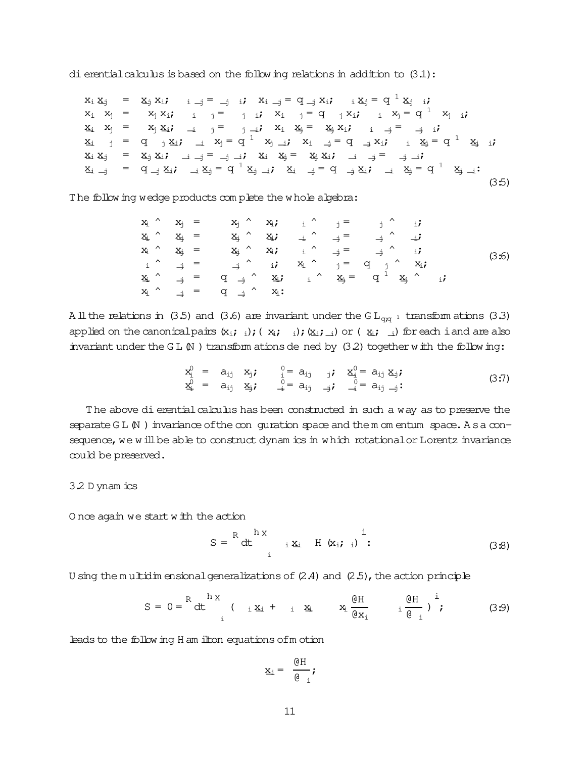differential calculus is based on the following relations in addition to (3.1):

$$
\begin{array}{lll}
x_i \dot{x}_j & = & \dot{x}_j x_i; \quad \xi_i \dot{\xi}_j = \dot{\xi}_j \xi_i; \quad x_i \dot{\xi}_j = q \dot{\xi}_j x_i; \quad \xi_i \dot{x}_j = q^{-1} \dot{x}_j \xi_i; \\
x_i \, dx_j & = & dx_j \, x_i; \quad \xi_i \, d\xi_j = d\xi_j \, \xi_i; \quad x_i \, d\xi_j = q \, d\xi_j \, x_i; \quad \xi_i \, dx_j = q^{-1} \, dx_j \, \xi_i; \\
\dot{x}_i \, dx_j & = & dx_j \, \dot{x}_i; \quad \dot{\xi}_i \, d\xi_j = d\xi_j \, \dot{\xi}_i; \quad x_i \, d\dot{x}_j = d\dot{x}_j \, x_i; \quad \xi_i \, d\dot{\xi}_j = d\dot{\xi}_j \, \xi_i; \\
\dot{x}_i \, d\xi_j & = & q \, d\xi_j \, \dot{x}_i; \quad \dot{\xi}_i \, dx_j = q^{-1} \, dx_j \, \dot{\xi}_i; \quad x_i \, d\dot{\xi}_j = q \, d\dot{\xi}_j \, x_i; \quad \xi_i \, d\dot{x}_j = q^{-1} \, d\dot{x}_j \, \xi_i; \\
\dot{x}_i \dot{x}_j & = & \dot{x}_j \dot{x}_i; \quad \dot{\xi}_i \dot{\xi}_j = \dot{\xi}_j \dot{\xi}_i; \quad \dot{x}_i \, d\dot{x}_j = d\dot{x}_j \, \dot{x}_i; \quad \dot{\xi}_i \, d\dot{\xi}_j = d\dot{\xi}_j \, \dot{\xi}_i; \\
\dot{x}_i \dot{\xi}_j & = & q \dot{\xi}_j \dot{x}_i; \quad \dot{\xi}_i \dot{x}_j = q^{-1} \dot{x}_j \dot{\xi}_i; \quad \dot{x}_i \, d\dot{\xi}_j = q \, d\dot{\xi}_j \, \dot{x}_i; \quad \dot{\xi}_i \, d\dot{x}_j = q^{-1} \, d\dot{x}_j \, \dot{\xi}_i:
\end{array}
\tag{3.5}
$$

The following wedge products complete the whole algebra:

$$
\begin{array}{lll}
dx_i \wedge dx_j & = & -dx_j \wedge dx_i; \quad d\xi_i \wedge d\xi_j = -d\xi_j \wedge d\xi_i; \\
d\dot{x}_i \wedge d\dot{x}_j & = & -d\dot{x}_j \wedge d\dot{x}_i; \quad d\dot{\xi}_i \wedge d\dot{\xi}_j = -d\dot{\xi}_j \wedge d\dot{\xi}_i; \\
dx_i \wedge d\dot{x}_j & = & -d\dot{x}_j \wedge dx_i; \quad d\xi_i \wedge d\dot{\xi}_j = -d\dot{\xi}_j \wedge d\xi_i; \\
d\xi_i \wedge d\dot{\xi}_j & = & -d\dot{\xi}_j \wedge d\xi_i; \quad dx_i \wedge d\xi_j = -q \, d\xi_j \wedge dx_i; \\
d\dot{x}_i \wedge d\dot{\xi}_j & = & -q \, d\dot{\xi}_j \wedge d\dot{x}_i; \quad d\xi_i \wedge d\dot{x}_j = -q^{-1} \, d\dot{x}_j \wedge d\xi_i; \\
dx_i \wedge d\dot{\xi}_j & = & -q \, d\dot{\xi}_j \wedge dx_i:
\end{array}
\tag{3.6}
$$

All the relations in (3.5) and (3.6) are invariant under the $GL_{q,q^{-1}}$ transformations (3.3) applied on the canonical pairs $(x_i, \xi_i)$; $(dx_i, d\xi_i)$; $(\dot{x}_i, \dot{\xi}_i)$ or $(d\dot{x}_i, d\dot{\xi}_i)$ for each $i$ and are also invariant under the $GL(N)$ transformations defined by (3.2) together with the following:

$$
\begin{array}{lll}
dx_i' & = & a_{ij} \, dx_j; \quad d\xi_i' = a_{ij} \, d\xi_j; \quad \dot{x}_i' = a_{ij} \dot{x}_j; \\
d\dot{x}_i' & = & a_{ij} \, d\dot{x}_j; \quad \dot{\xi}_i' = a_{ij} \dot{\xi}_j; \quad d\dot{\xi}_i' = a_{ij} \, d\dot{\xi}_j:
\end{array}
\tag{3.7}
$$

The above differential calculus has been constructed in such a way as to preserve the separate $GL(N)$ invariance of the configuration space and the momentum space. As a consequence, we will be able to construct dynamics in which rotational or Lorentz invariance could be preserved.

3.2 Dynamics

Once again we start with the action

$$
S = \int dt \left[ \sum_i \xi_i \dot{x}_i - H(x_i, \xi_i) \right] : \tag{3.8}
$$

Using the multidimensional generalizations of (2.4) and (2.5), the action principle

$$
\delta S = 0 = \int dt \left[ \sum_i \left( \delta\xi_i \dot{x}_i + \xi_i \, \delta\dot{x}_i - \delta x_i \frac{\partial H}{\partial x_i} - \delta\xi_i \frac{\partial H}{\partial \xi_i} \right) \right] ; \tag{3.9}
$$

leads to the following Hamilton equations of motion

$$
\dot{x}_i = \frac{\partial H}{\partial \xi_i} ;
$$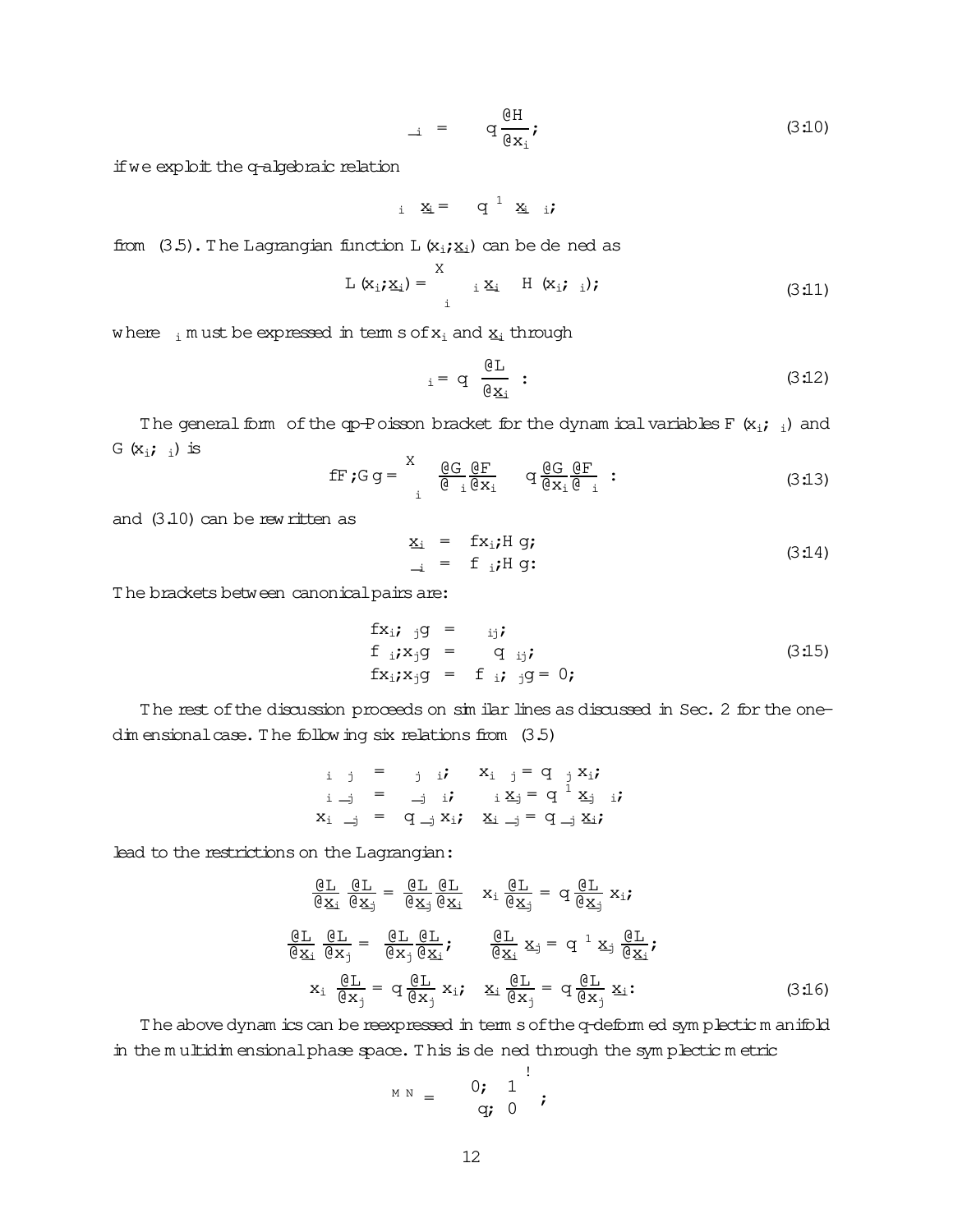$$\dot{\pi}_i = -q\frac{\partial H}{\partial x_i}, \tag{3.10}$$

if we exploit the q-algebraic relation

$$\pi_i \; \dot{x}_i = q^{-1} \; \dot{x}_i \; \pi_i,$$

from (3.5). The Lagrangian function $L(x_i, \dot{x}_i)$ can be defined as

$$L(x_i, \dot{x}_i) = \sum_i \pi_i \dot{x}_i - H(x_i, \pi_i), \tag{3.11}$$

where $\pi_i$ must be expressed in terms of $x_i$ and $\dot{x}_i$ through

$$\pi_i = q \frac{\partial L}{\partial \dot{x}_i}. \tag{3.12}$$

The general form of the qp-Poisson bracket for the dynamical variables $F(x_i, \pi_i)$ and $G(x_i, \pi_i)$ is

$$\{F, G\} = \sum_i \left(\frac{\partial G}{\partial \pi_i}\frac{\partial F}{\partial x_i} - q\frac{\partial G}{\partial x_i}\frac{\partial F}{\partial \pi_i}\right), \tag{3.13}$$

and (3.10) can be rewritten as

$$\begin{aligned} \dot{x}_i &= \{x_i, H\}, \\ \dot{\pi}_i &= \{\pi_i, H\}. \end{aligned} \tag{3.14}$$

The brackets between canonical pairs are:

$$\begin{aligned} \{x_i, \pi_j\} &= \delta_{ij}, \\ \{\pi_i, x_j\} &= -q\,\delta_{ij}, \\ \{x_i, x_j\} &= \{\pi_i, \pi_j\} = 0. \end{aligned} \tag{3.15}$$

The rest of the discussion proceeds on similar lines as discussed in Sec. 2 for the one-dimensional case. The following six relations from (3.5)

$$\begin{aligned} \pi_i\,\pi_j &= \pi_j\,\pi_i, & x_i\,\pi_j &= q\,\pi_j\,x_i, \\ \pi_i\,\dot{\pi}_j &= \dot{\pi}_j\,\pi_i, & \pi_i\,\dot{x}_j &= q^{-1}\,\dot{x}_j\,\pi_i, \\ x_i\,\dot{\pi}_j &= q\,\dot{\pi}_j\,x_i, & \dot{x}_i\,\dot{\pi}_j &= q\,\dot{\pi}_j\,\dot{x}_i, \end{aligned}$$

lead to the restrictions on the Lagrangian:

$$\begin{aligned} \frac{\partial L}{\partial \dot{x}_i}\frac{\partial L}{\partial \dot{x}_j} &= \frac{\partial L}{\partial \dot{x}_j}\frac{\partial L}{\partial \dot{x}_i}, & x_i\,\frac{\partial L}{\partial \dot{x}_j} &= q\,\frac{\partial L}{\partial \dot{x}_j}\,x_i, \\ \frac{\partial L}{\partial \dot{x}_i}\frac{\partial L}{\partial x_j} &= \frac{\partial L}{\partial x_j}\frac{\partial L}{\partial \dot{x}_i}, & \frac{\partial L}{\partial \dot{x}_i}\,\dot{x}_j &= q^{-1}\,\dot{x}_j\,\frac{\partial L}{\partial \dot{x}_i}, \\ x_i\,\frac{\partial L}{\partial x_j} &= q\,\frac{\partial L}{\partial x_j}\,x_i, & \dot{x}_i\,\frac{\partial L}{\partial x_j} &= q\,\frac{\partial L}{\partial x_j}\,\dot{x}_i. \end{aligned} \tag{3.16}$$

The above dynamics can be reexpressed in terms of the q-deformed symplectic manifold in the multidimensional phase space. This is defined through the symplectic metric

$$\Omega^{MN} = \begin{pmatrix} 0, & 1 \\ -q, & 0 \end{pmatrix},$$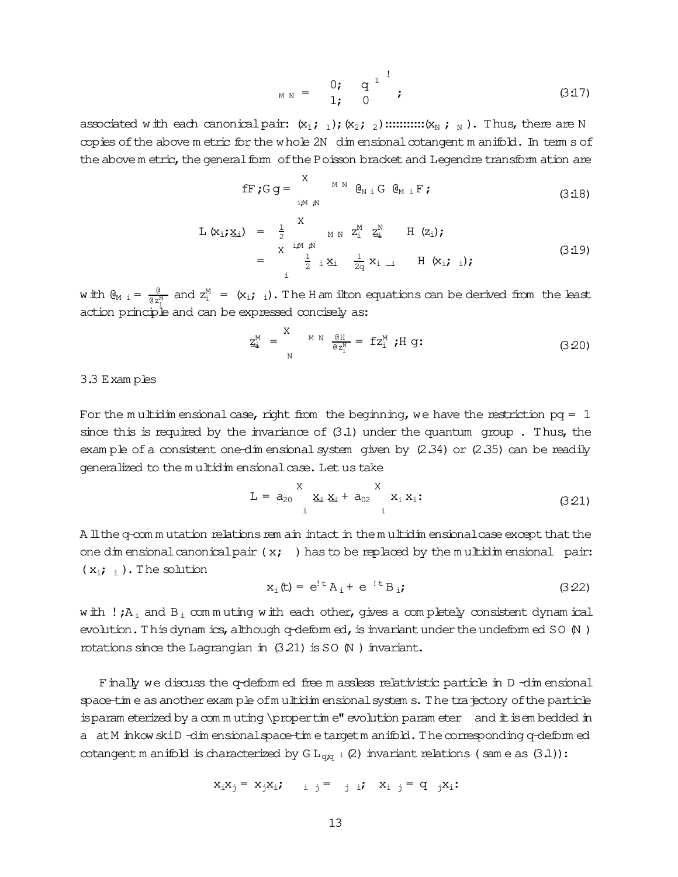$$\epsilon_{MN} = \begin{pmatrix} 0; & -q^{-1} \\ 1; & 0 \end{pmatrix}; \tag{3.17}$$

associated with each canonical pair: $(x_1;\pi_1);(x_2;\pi_2)::::::::::(x_N;\pi_N)$. Thus, there are N copies of the above metric for the whole 2N dimensional cotangent manifold. In terms of the above metric, the general form of the Poisson bracket and Legendre transformation are

$$\{F;G\} = \sum_{i,M,N} \epsilon^{MN}\,\partial_{Ni}G\,\partial_{Mi}F; \tag{3.18}$$

$$\begin{aligned} L(x_i;\dot{x}_i) &= \frac{1}{2}\sum_{i,M,N} \epsilon_{MN}\, z_i^M\, \dot{z}_i^N - H(z_i); \\ &= \sum_i \left(\frac{1}{2}\pi_i \dot{x}_i - \frac{1}{2q} x_i \dot{\pi}_i\right) - H(x_i;\pi_i); \end{aligned} \tag{3.19}$$

with $\partial_{Mi} = \frac{\partial}{\partial z_i^M}$ and $z_i^M = (x_i;\pi_i)$. The Hamilton equations can be derived from the least action principle and can be expressed concisely as:

$$\dot{z}_i^M = \sum_N \epsilon^{MN} \frac{\partial H}{\partial z_i^N} = \{z_i^M;H\}: \tag{3.20}$$

### 3.3 Examples

For the multidimensional case, right from the beginning, we have the restriction $pq = 1$ since this is required by the invariance of (3.1) under the quantum group. Thus, the example of a consistent one-dimensional system given by (2.34) or (2.35) can be readily generalized to the multidimensional case. Let us take

$$L = a_{20}\sum_i \dot{x}_i \dot{x}_i + a_{02}\sum_i x_i x_i: \tag{3.21}$$

All the q-commutation relations remain intact in the multidimensional case except that the one dimensional canonical pair $(x;\pi)$ has to be replaced by the multidimensional pair: $(x_i;\pi_i)$. The solution

$$x_i(t) = e^{\omega t}A_i + e^{-\omega t}B_i; \tag{3.22}$$

with $\omega;A_i$ and $B_i$ commuting with each other, gives a completely consistent dynamical evolution. This dynamics, although q-deformed, is invariant under the undeformed $SO(N)$ rotations since the Lagrangian in (3.21) is $SO(N)$ invariant.

Finally we discuss the q-deformed free massless relativistic particle in D-dimensional space-time as another example of multidimensional systems. The trajectory of the particle is parameterized by a commuting "proper time" evolution parameter $\tau$ and it is embedded in a flat Minkowski D-dimensional space-time target manifold. The corresponding q-deformed cotangent manifold is characterized by $GL_{q,q^{-1}}(2)$ invariant relations (same as (3.1)):

$$x_i x_j = x_j x_i; \quad \pi_i\pi_j = \pi_j\pi_i; \quad x_i\pi_j = q\,\pi_j x_i:$$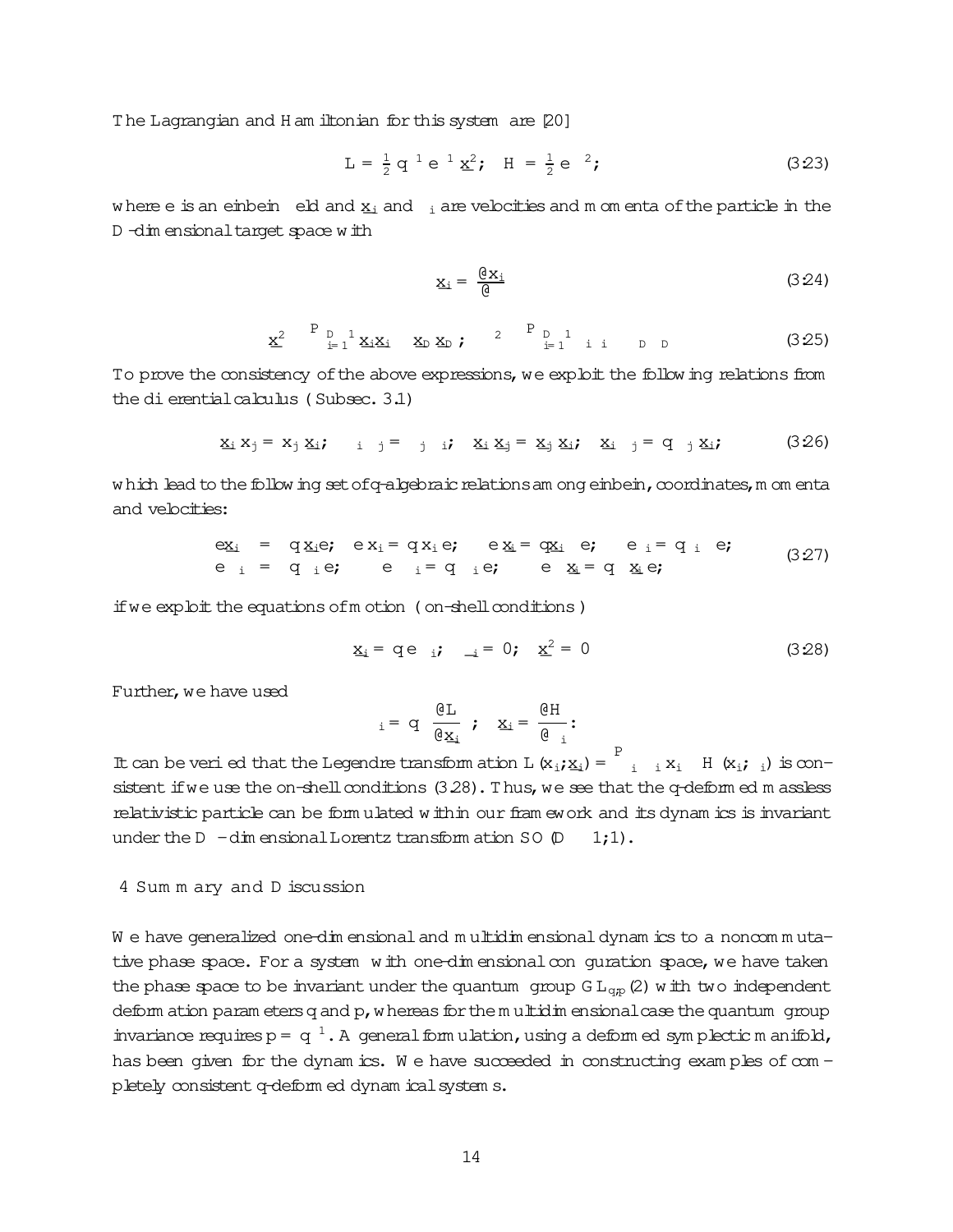The Lagrangian and Hamiltonian for this system are [20]

$$L = \tfrac{1}{2} q^{-1} e^{-1} \dot{x}^2; \quad H = \tfrac{1}{2} e \, \pi^2; \tag{3.23}$$

where $e$ is an einbein field and $\dot{x}_i$ and $\pi_i$ are velocities and momenta of the particle in the $D$-dimensional target space with

$$\dot{x}_i = \frac{\partial x_i}{\partial \tau} \tag{3.24}$$

$$\dot{x}^2 \equiv \sum_{i=1}^{D-1} \dot{x}_i \dot{x}_i - \dot{x}_D \dot{x}_D; \quad \pi^2 \equiv \sum_{i=1}^{D-1} \pi_i \pi_i - \pi_D \pi_D \tag{3.25}$$

To prove the consistency of the above expressions, we exploit the following relations from the differential calculus (Subsec. 3.1)

$$\dot{x}_i x_j = x_j \dot{x}_i; \quad \pi_i \pi_j = \pi_j \pi_i; \quad \dot{x}_i \dot{x}_j = \dot{x}_j \dot{x}_i; \quad \dot{x}_i \pi_j = q \, \pi_j \dot{x}_i; \tag{3.26}$$

which lead to the following set of q-algebraic relations among einbein, coordinates, momenta and velocities:

$$\begin{aligned} e\dot{x}_i &= q \dot{x}_i e; \quad e x_i = q x_i e; \quad e \ddot{x}_i = q \ddot{x}_i e; \quad e \pi_i = q \pi_i e; \\ e \dot{\pi}_i &= q \dot{\pi}_i e; \quad \dot{e} \pi_i = q \pi_i \dot{e}; \quad \dot{e} \dot{x}_i = q \dot{x}_i \dot{e}; \end{aligned} \tag{3.27}$$

if we exploit the equations of motion (on-shell conditions)

$$\dot{x}_i = q e \pi_i; \quad \dot{\pi}_i = 0; \quad \dot{x}^2 = 0 \tag{3.28}$$

Further, we have used

$$\pi_i = q \frac{\partial L}{\partial \dot{x}_i}; \quad \dot{x}_i = \frac{\partial H}{\partial \pi_i}.$$

It can be verified that the Legendre transformation $L(x_i; \dot{x}_i) = \sum_i \pi_i \dot{x}_i - H(x_i; \pi_i)$ is consistent if we use the on-shell conditions (3.28). Thus, we see that the q-deformed massless relativistic particle can be formulated within our framework and its dynamics is invariant under the $D$-dimensional Lorentz transformation $SO(D-1;1)$.

## 4 Summary and Discussion

We have generalized one-dimensional and multidimensional dynamics to a noncommutative phase space. For a system with one-dimensional configuration space, we have taken the phase space to be invariant under the quantum group $GL_{q,p}(2)$ with two independent deformation parameters $q$ and $p$, whereas for the multidimensional case the quantum group invariance requires $p = q^{-1}$. A general formulation, using a deformed symplectic manifold, has been given for the dynamics. We have succeeded in constructing examples of completely consistent q-deformed dynamical systems.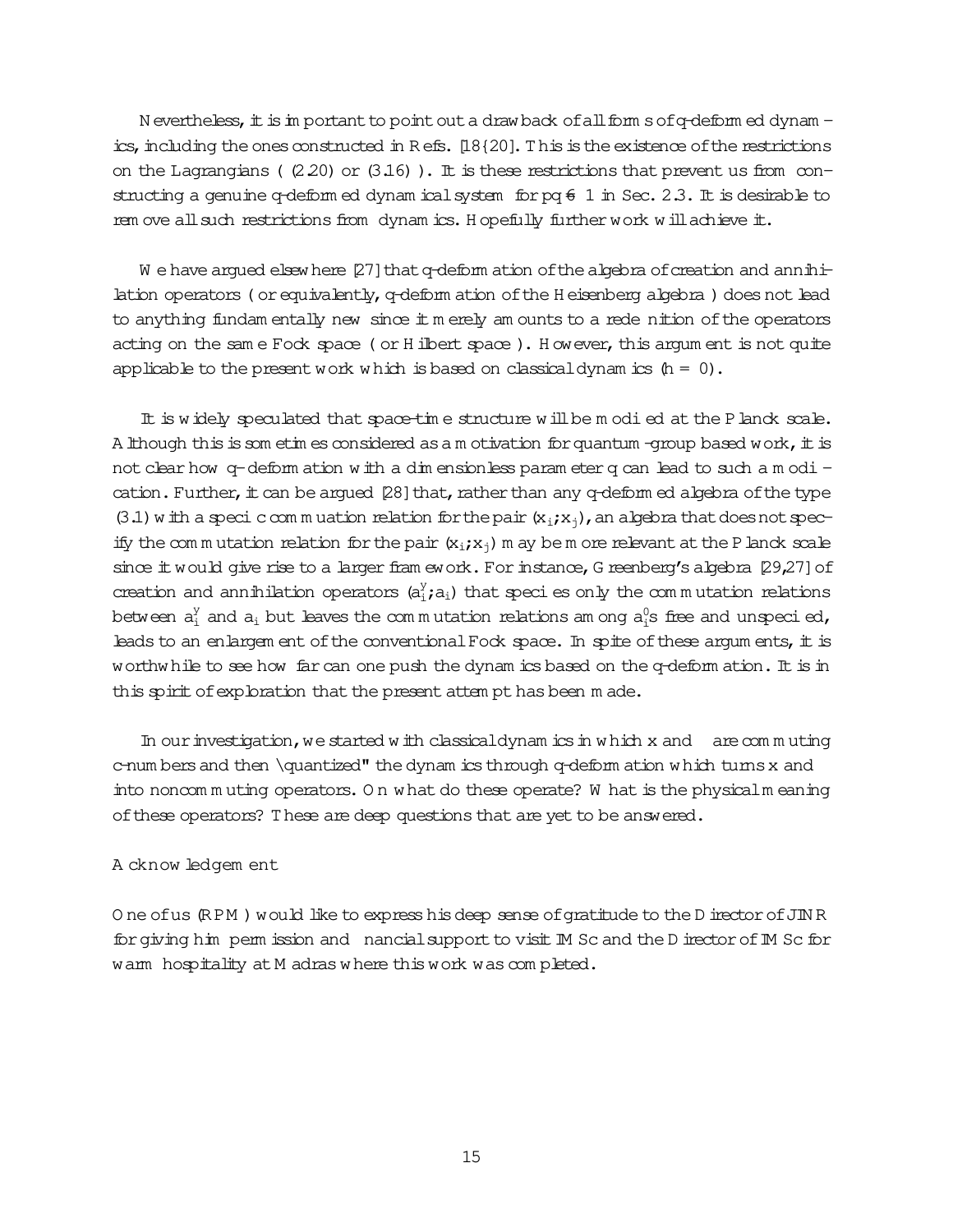Nevertheless, it is important to point out a drawback of all forms of q-deformed dynamics, including the ones constructed in Refs. [18–20]. This is the existence of the restrictions on the Lagrangians ( (2.20) or (3.16) ). It is these restrictions that prevent us from constructing a genuine q-deformed dynamical system for $pq \neq 1$ in Sec. 2.3. It is desirable to remove all such restrictions from dynamics. Hopefully further work will achieve it.

We have argued elsewhere [27] that q-deformation of the algebra of creation and annihilation operators ( or equivalently, q-deformation of the Heisenberg algebra ) does not lead to anything fundamentally new since it merely amounts to a redefinition of the operators acting on the same Fock space ( or Hilbert space ). However, this argument is not quite applicable to the present work which is based on classical dynamics ($\hbar = 0$).

It is widely speculated that space-time structure will be modified at the Planck scale. Although this is sometimes considered as a motivation for quantum-group based work, it is not clear how q-deformation with a dimensionless parameter q can lead to such a modification. Further, it can be argued [28] that, rather than any q-deformed algebra of the type (3.1) with a specific commutation relation for the pair $(x_i, x_j)$, an algebra that does not specify the commutation relation for the pair $(x_i, x_j)$ may be more relevant at the Planck scale since it would give rise to a larger framework. For instance, Greenberg's algebra [29,27] of creation and annihilation operators $(a_i^\dagger, a_i)$ that specifies only the commutation relations between $a_i^\dagger$ and $a_i$ but leaves the commutation relations among $a_i'$s free and unspecified, leads to an enlargement of the conventional Fock space. In spite of these arguments, it is worthwhile to see how far can one push the dynamics based on the q-deformation. It is in this spirit of exploration that the present attempt has been made.

In our investigation, we started with classical dynamics in which x and  are commuting c-numbers and then "quantized" the dynamics through q-deformation which turns x and  into noncommuting operators. On what do these operate? What is the physical meaning of these operators? These are deep questions that are yet to be answered.

Acknowledgement

One of us (RPM) would like to express his deep sense of gratitude to the Director of JINR for giving him permission and financial support to visit IMSc and the Director of IMSc for warm hospitality at Madras where this work was completed.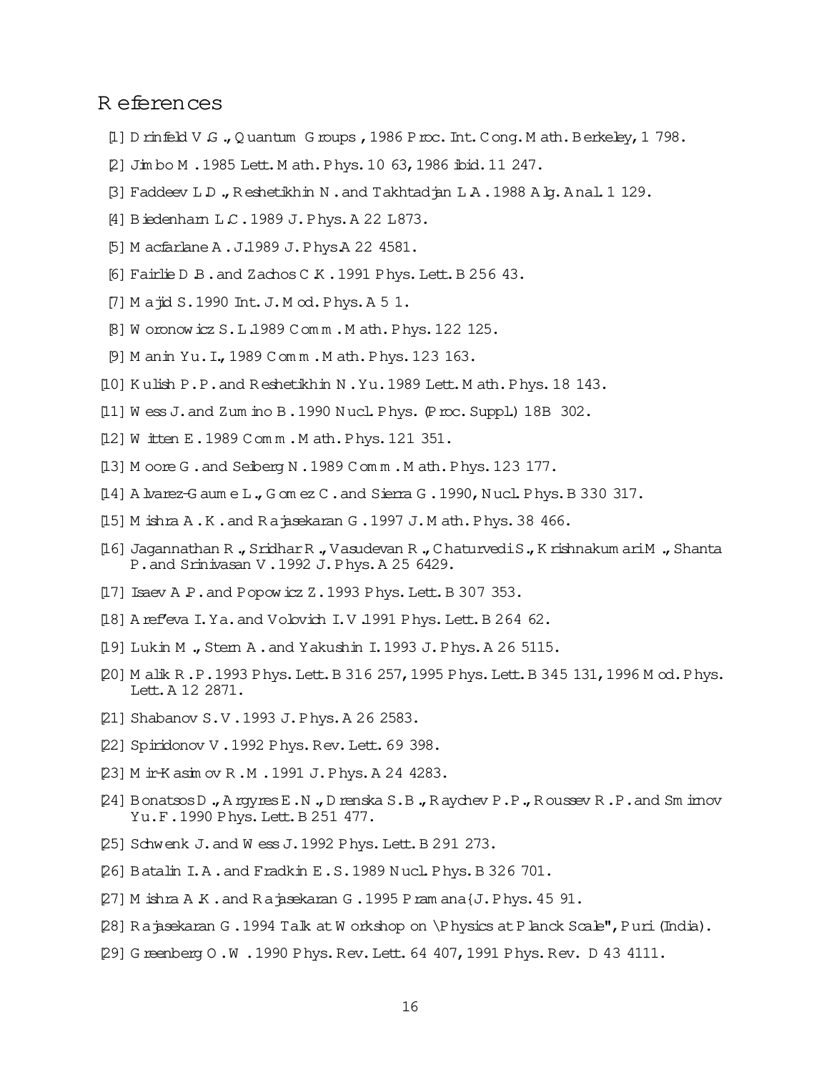# References

[1] Drinfeld V.G., Quantum Groups, 1986 Proc. Int. Cong. Math. Berkeley, 1 798.

[2] Jimbo M. 1985 Lett. Math. Phys. 10 63, 1986 ibid. 11 247.

[3] Faddeev L.D., Reshetikhin N. and Takhtadjan L.A. 1988 Alg. Anal. 1 129.

[4] Biedenharn L.C. 1989 J. Phys. A 22 L873.

[5] Macfarlane A. J. 1989 J. Phys. A 22 4581.

[6] Fairlie D.B. and Zachos C.K. 1991 Phys. Lett. B 256 43.

[7] Majid S. 1990 Int. J. Mod. Phys. A 5 1.

[8] Woronowicz S. L. 1989 Comm. Math. Phys. 122 125.

[9] Manin Yu. I., 1989 Comm. Math. Phys. 123 163.

[10] Kulish P.P. and Reshetikhin N. Yu. 1989 Lett. Math. Phys. 18 143.

[11] Wess J. and Zumino B. 1990 Nucl. Phys. (Proc. Suppl.) 18B 302.

[12] Witten E. 1989 Comm. Math. Phys. 121 351.

[13] Moore G. and Seiberg N. 1989 Comm. Math. Phys. 123 177.

[14] Alvarez-Gaume L., Gomez C. and Sierra G. 1990, Nucl. Phys. B 330 317.

[15] Mishra A.K. and Rajasekaran G. 1997 J. Math. Phys. 38 466.

[16] Jagannathan R., Sridhar R., Vasudevan R., Chaturvedi S., Krishnakumari M., Shanta P. and Srinivasan V. 1992 J. Phys. A 25 6429.

[17] Isaev A.P. and Popowicz Z. 1993 Phys. Lett. B 307 353.

[18] Aref'eva I. Ya. and Volovich I. V. 1991 Phys. Lett. B 264 62.

[19] Lukin M., Stern A. and Yakushin I. 1993 J. Phys. A 26 5115.

[20] Malik R.P. 1993 Phys. Lett. B 316 257, 1995 Phys. Lett. B 345 131, 1996 Mod. Phys. Lett. A 12 2871.

[21] Shabanov S.V. 1993 J. Phys. A 26 2583.

[22] Spiridonov V. 1992 Phys. Rev. Lett. 69 398.

[23] Mir-Kasimov R.M. 1991 J. Phys. A 24 4283.

[24] Bonatsos D., Argyres E.N., Drenska S.B., Raychev P.P., Roussev R.P. and Smirnov Yu.F. 1990 Phys. Lett. B 251 477.

[25] Schwenk J. and Wess J. 1992 Phys. Lett. B 291 273.

[26] Batalin I.A. and Fradkin E.S. 1989 Nucl. Phys. B 326 701.

[27] Mishra A.K. and Rajasekaran G. 1995 Pramana–J. Phys. 45 91.

[28] Rajasekaran G. 1994 Talk at Workshop on "Physics at Planck Scale", Puri (India).

[29] Greenberg O.W. 1990 Phys. Rev. Lett. 64 407, 1991 Phys. Rev. D 43 4111.